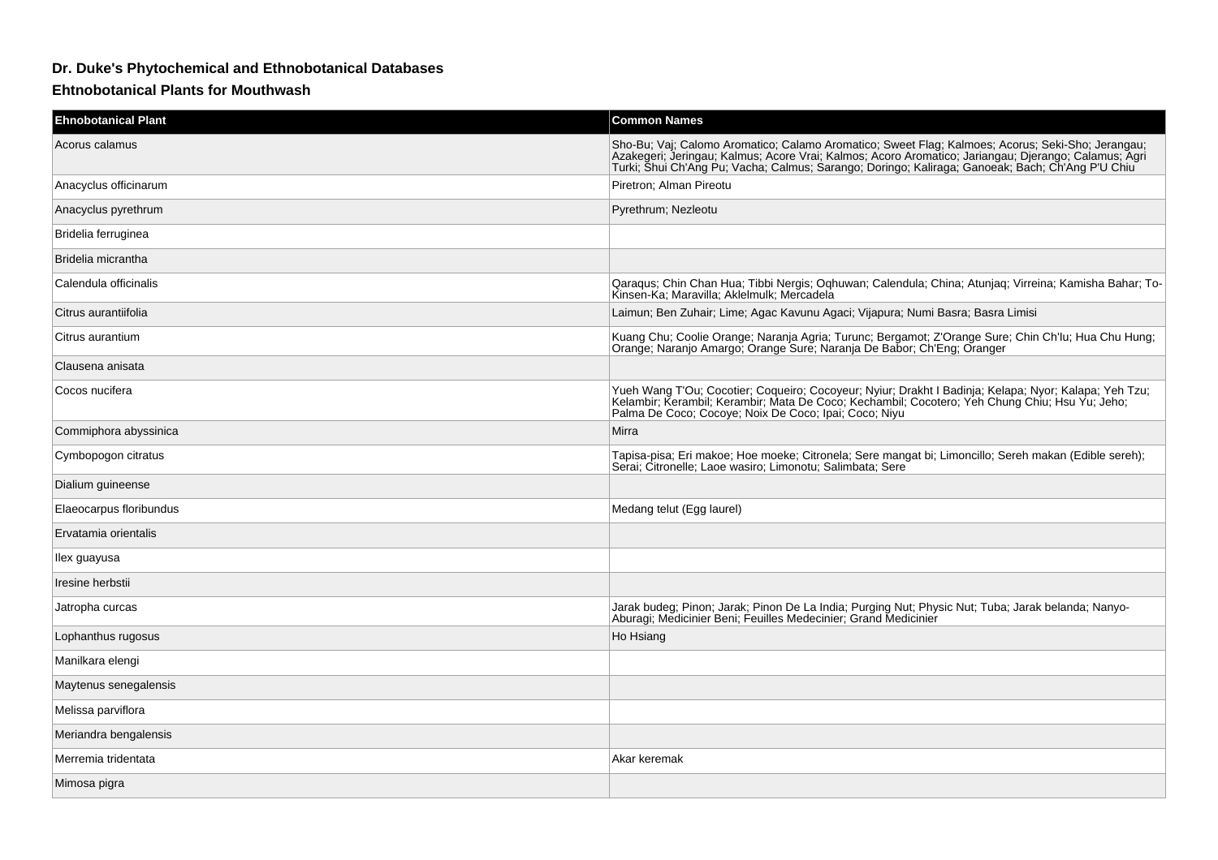# Dr. Duke's Phytochemical and Ethnobotanical Databases

## Ehtnobotanical Plants for Mouthwash

| Ehnobotanical Plant | Common Names |
|---|---|
| Acorus calamus | Sho-Bu; Vaj; Calomo Aromatico; Calamo Aromatico; Sweet Flag; Kalmoes; Acorus; Seki-Sho; Jerangau; Azakegeri; Jeringau; Kalmus; Acore Vrai; Kalmos; Acoro Aromatico; Jariangau; Djerango; Calamus; Agri Turki; Shui Ch'Ang Pu; Vacha; Calmus; Sarango; Doringo; Kaliraga; Ganoeak; Bach; Ch'Ang P'U Chiu |
| Anacyclus officinarum | Piretron; Alman Pireotu |
| Anacyclus pyrethrum | Pyrethrum; Nezleotu |
| Bridelia ferruginea | |
| Bridelia micrantha | |
| Calendula officinalis | Qaraqus; Chin Chan Hua; Tibbi Nergis; Oqhuwan; Calendula; China; Atunjaq; Virreina; Kamisha Bahar; To-Kinsen-Ka; Maravilla; Aklelmulk; Mercadela |
| Citrus aurantiifolia | Laimun; Ben Zuhair; Lime; Agac Kavunu Agaci; Vijapura; Numi Basra; Basra Limisi |
| Citrus aurantium | Kuang Chu; Coolie Orange; Naranja Agria; Turunc; Bergamot; Z'Orange Sure; Chin Ch'Iu; Hua Chu Hung; Orange; Naranjo Amargo; Orange Sure; Naranja De Babor; Ch'Eng; Oranger |
| Clausena anisata | |
| Cocos nucifera | Yueh Wang T'Ou; Cocotier; Coqueiro; Cocoyeur; Nyiur; Drakht I Badinja; Kelapa; Nyor; Kalapa; Yeh Tzu; Kelambir; Kerambil; Kerambir; Mata De Coco; Kechambil; Cocotero; Yeh Chung Chiu; Hsu Yu; Jeho; Palma De Coco; Cocoye; Noix De Coco; Ipai; Coco; Niyu |
| Commiphora abyssinica | Mirra |
| Cymbopogon citratus | Tapisa-pisa; Eri makoe; Hoe moeke; Citronela; Sere mangat bi; Limoncillo; Sereh makan (Edible sereh); Serai; Citronelle; Laoe wasiro; Limonotu; Salimbata; Sere |
| Dialium guineense | |
| Elaeocarpus floribundus | Medang telut (Egg laurel) |
| Ervatamia orientalis | |
| Ilex guayusa | |
| Iresine herbstii | |
| Jatropha curcas | Jarak budeg; Pinon; Jarak; Pinon De La India; Purging Nut; Physic Nut; Tuba; Jarak belanda; Nanyo-Aburagi; Medicinier Beni; Feuilles Medecinier; Grand Medicinier |
| Lophanthus rugosus | Ho Hsiang |
| Manilkara elengi | |
| Maytenus senegalensis | |
| Melissa parviflora | |
| Meriandra bengalensis | |
| Merremia tridentata | Akar keremak |
| Mimosa pigra | |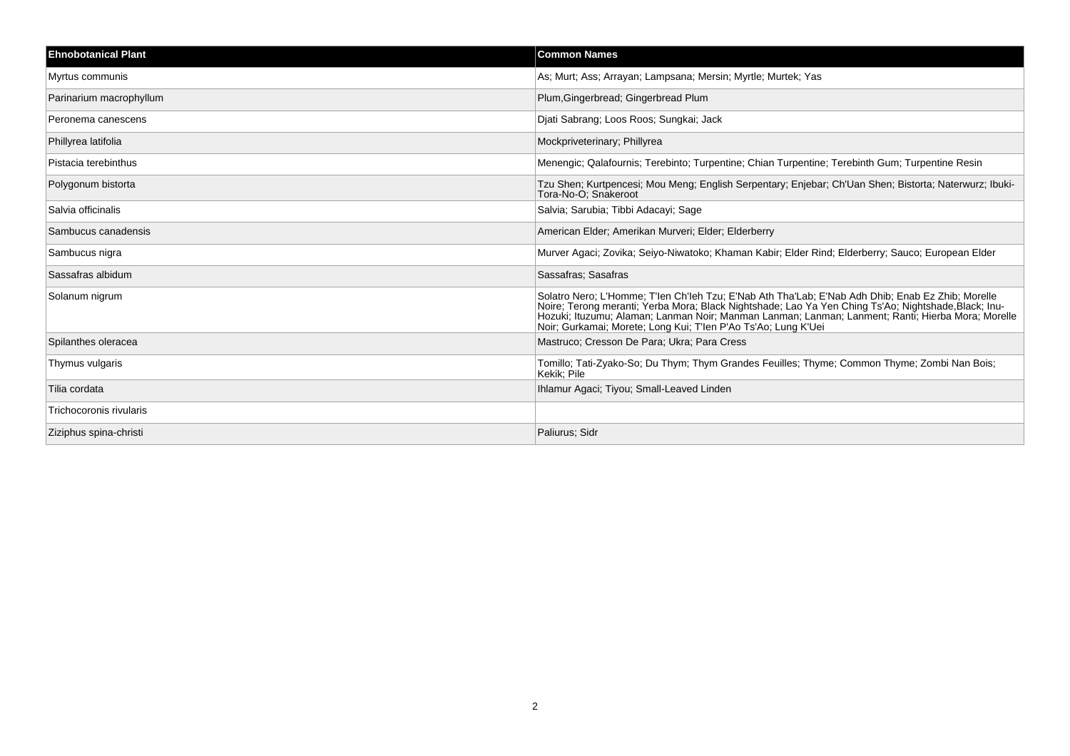| Ehnobotanical Plant | Common Names |
|---|---|
| Myrtus communis | As; Murt; Ass; Arrayan; Lampsana; Mersin; Myrtle; Murtek; Yas |
| Parinarium macrophyllum | Plum,Gingerbread; Gingerbread Plum |
| Peronema canescens | Djati Sabrang; Loos Roos; Sungkai; Jack |
| Phillyrea latifolia | Mockpriveterinary; Phillyrea |
| Pistacia terebinthus | Menengic; Qalafournis; Terebinto; Turpentine; Chian Turpentine; Terebinth Gum; Turpentine Resin |
| Polygonum bistorta | Tzu Shen; Kurtpencesi; Mou Meng; English Serpentary; Enjebar; Ch'Uan Shen; Bistorta; Naterwurz; Ibuki-Tora-No-O; Snakeroot |
| Salvia officinalis | Salvia; Sarubia; Tibbi Adacayi; Sage |
| Sambucus canadensis | American Elder; Amerikan Murveri; Elder; Elderberry |
| Sambucus nigra | Murver Agaci; Zovika; Seiyo-Niwatoko; Khaman Kabir; Elder Rind; Elderberry; Sauco; European Elder |
| Sassafras albidum | Sassafras; Sasafras |
| Solanum nigrum | Solatro Nero; L'Homme; T'Ien Ch'Ieh Tzu; E'Nab Ath Tha'Lab; E'Nab Adh Dhib; Enab Ez Zhib; Morelle Noire; Terong meranti; Yerba Mora; Black Nightshade; Lao Ya Yen Ching Ts'Ao; Nightshade,Black; Inu-Hozuki; Ituzumu; Alaman; Lanman Noir; Manman Lanman; Lanman; Lanment; Ranti; Hierba Mora; Morelle Noir; Gurkamai; Morete; Long Kui; T'Ien P'Ao Ts'Ao; Lung K'Uei |
| Spilanthes oleracea | Mastruco; Cresson De Para; Ukra; Para Cress |
| Thymus vulgaris | Tomillo; Tati-Zyako-So; Du Thym; Thym Grandes Feuilles; Thyme; Common Thyme; Zombi Nan Bois; Kekik; Pile |
| Tilia cordata | Ihlamur Agaci; Tiyou; Small-Leaved Linden |
| Trichocoronis rivularis | |
| Ziziphus spina-christi | Paliurus; Sidr |